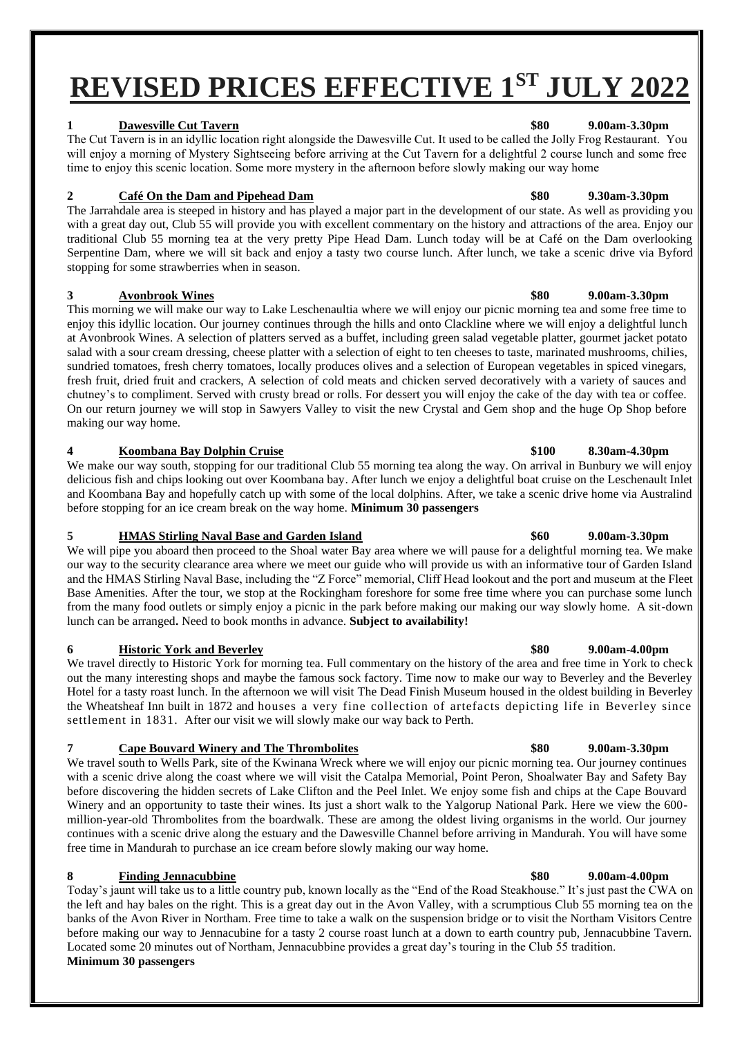# REVISED PRICES EFFECTIVE 1ST JULY 2022

**1 Dawesville Cut Tavern** **$80** **9.00am-3.30pm**

The Cut Tavern is in an idyllic location right alongside the Dawesville Cut. It used to be called the Jolly Frog Restaurant. You will enjoy a morning of Mystery Sightseeing before arriving at the Cut Tavern for a delightful 2 course lunch and some free time to enjoy this scenic location. Some more mystery in the afternoon before slowly making our way home

**2 Café On the Dam and Pipehead Dam** **$80** **9.30am-3.30pm**

The Jarrahdale area is steeped in history and has played a major part in the development of our state. As well as providing you with a great day out, Club 55 will provide you with excellent commentary on the history and attractions of the area. Enjoy our traditional Club 55 morning tea at the very pretty Pipe Head Dam. Lunch today will be at Café on the Dam overlooking Serpentine Dam, where we will sit back and enjoy a tasty two course lunch. After lunch, we take a scenic drive via Byford stopping for some strawberries when in season.

**3 Avonbrook Wines** **$80** **9.00am-3.30pm**

This morning we will make our way to Lake Leschenaultia where we will enjoy our picnic morning tea and some free time to enjoy this idyllic location. Our journey continues through the hills and onto Clackline where we will enjoy a delightful lunch at Avonbrook Wines. A selection of platters served as a buffet, including green salad vegetable platter, gourmet jacket potato salad with a sour cream dressing, cheese platter with a selection of eight to ten cheeses to taste, marinated mushrooms, chilies, sundried tomatoes, fresh cherry tomatoes, locally produces olives and a selection of European vegetables in spiced vinegars, fresh fruit, dried fruit and crackers, A selection of cold meats and chicken served decoratively with a variety of sauces and chutney's to compliment. Served with crusty bread or rolls. For dessert you will enjoy the cake of the day with tea or coffee. On our return journey we will stop in Sawyers Valley to visit the new Crystal and Gem shop and the huge Op Shop before making our way home.

**4 Koombana Bay Dolphin Cruise** **$100** **8.30am-4.30pm**

We make our way south, stopping for our traditional Club 55 morning tea along the way. On arrival in Bunbury we will enjoy delicious fish and chips looking out over Koombana bay. After lunch we enjoy a delightful boat cruise on the Leschenault Inlet and Koombana Bay and hopefully catch up with some of the local dolphins. After, we take a scenic drive home via Australind before stopping for an ice cream break on the way home. **Minimum 30 passengers**

**5 HMAS Stirling Naval Base and Garden Island** **$60** **9.00am-3.30pm**

We will pipe you aboard then proceed to the Shoal water Bay area where we will pause for a delightful morning tea. We make our way to the security clearance area where we meet our guide who will provide us with an informative tour of Garden Island and the HMAS Stirling Naval Base, including the "Z Force" memorial, Cliff Head lookout and the port and museum at the Fleet Base Amenities. After the tour, we stop at the Rockingham foreshore for some free time where you can purchase some lunch from the many food outlets or simply enjoy a picnic in the park before making our making our way slowly home. A sit-down lunch can be arranged**.** Need to book months in advance. **Subject to availability!**

**6 Historic York and Beverley** **$80** **9.00am-4.00pm**

We travel directly to Historic York for morning tea. Full commentary on the history of the area and free time in York to check out the many interesting shops and maybe the famous sock factory. Time now to make our way to Beverley and the Beverley Hotel for a tasty roast lunch. In the afternoon we will visit The Dead Finish Museum housed in the oldest building in Beverley the Wheatsheaf Inn built in 1872 and houses a very fine collection of artefacts depicting life in Beverley since settlement in 1831. After our visit we will slowly make our way back to Perth.

**7 Cape Bouvard Winery and The Thrombolites** **$80** **9.00am-3.30pm**

We travel south to Wells Park, site of the Kwinana Wreck where we will enjoy our picnic morning tea. Our journey continues with a scenic drive along the coast where we will visit the Catalpa Memorial, Point Peron, Shoalwater Bay and Safety Bay before discovering the hidden secrets of Lake Clifton and the Peel Inlet. We enjoy some fish and chips at the Cape Bouvard Winery and an opportunity to taste their wines. Its just a short walk to the Yalgorup National Park. Here we view the 600-million-year-old Thrombolites from the boardwalk. These are among the oldest living organisms in the world. Our journey continues with a scenic drive along the estuary and the Dawesville Channel before arriving in Mandurah. You will have some free time in Mandurah to purchase an ice cream before slowly making our way home.

**8 Finding Jennacubbine** **$80** **9.00am-4.00pm**

Today's jaunt will take us to a little country pub, known locally as the "End of the Road Steakhouse." It's just past the CWA on the left and hay bales on the right. This is a great day out in the Avon Valley, with a scrumptious Club 55 morning tea on the banks of the Avon River in Northam. Free time to take a walk on the suspension bridge or to visit the Northam Visitors Centre before making our way to Jennacubine for a tasty 2 course roast lunch at a down to earth country pub, Jennacubbine Tavern. Located some 20 minutes out of Northam, Jennacubbine provides a great day's touring in the Club 55 tradition.

**Minimum 30 passengers**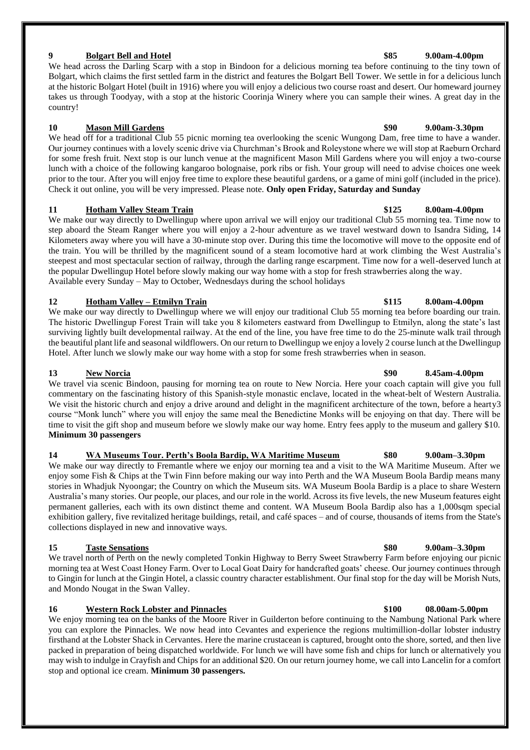**9 [Bolgart Bell and Hotel](#) $85 9.00am-4.00pm**

We head across the Darling Scarp with a stop in Bindoon for a delicious morning tea before continuing to the tiny town of Bolgart, which claims the first settled farm in the district and features the Bolgart Bell Tower. We settle in for a delicious lunch at the historic Bolgart Hotel (built in 1916) where you will enjoy a delicious two course roast and desert. Our homeward journey takes us through Toodyay, with a stop at the historic Coorinja Winery where you can sample their wines. A great day in the country!

**10 Mason Mill Gardens $90 9.00am-3.30pm**

We head off for a traditional Club 55 picnic morning tea overlooking the scenic Wungong Dam, free time to have a wander. Our journey continues with a lovely scenic drive via Churchman's Brook and Roleystone where we will stop at Raeburn Orchard for some fresh fruit. Next stop is our lunch venue at the magnificent Mason Mill Gardens where you will enjoy a two-course lunch with a choice of the following kangaroo bolognaise, pork ribs or fish. Your group will need to advise choices one week prior to the tour. After you will enjoy free time to explore these beautiful gardens, or a game of mini golf (included in the price). Check it out online, you will be very impressed. Please note. **Only open Friday, Saturday and Sunday**

**11 Hotham Valley Steam Train $125 8.00am-4.00pm**

We make our way directly to Dwellingup where upon arrival we will enjoy our traditional Club 55 morning tea. Time now to step aboard the Steam Ranger where you will enjoy a 2-hour adventure as we travel westward down to Isandra Siding, 14 Kilometers away where you will have a 30-minute stop over. During this time the locomotive will move to the opposite end of the train. You will be thrilled by the magnificent sound of a steam locomotive hard at work climbing the West Australia's steepest and most spectacular section of railway, through the darling range escarpment. Time now for a well-deserved lunch at the popular Dwellingup Hotel before slowly making our way home with a stop for fresh strawberries along the way.
Available every Sunday – May to October, Wednesdays during the school holidays

**12 Hotham Valley – Etmilyn Train $115 8.00am-4.00pm**

We make our way directly to Dwellingup where we will enjoy our traditional Club 55 morning tea before boarding our train. The historic Dwellingup Forest Train will take you 8 kilometers eastward from Dwellingup to Etmilyn, along the state's last surviving lightly built developmental railway. At the end of the line, you have free time to do the 25-minute walk trail through the beautiful plant life and seasonal wildflowers. On our return to Dwellingup we enjoy a lovely 2 course lunch at the Dwellingup Hotel. After lunch we slowly make our way home with a stop for some fresh strawberries when in season.

**13 New Norcia $90 8.45am-4.00pm**

We travel via scenic Bindoon, pausing for morning tea on route to New Norcia. Here your coach captain will give you full commentary on the fascinating history of this Spanish-style monastic enclave, located in the wheat-belt of Western Australia. We visit the historic church and enjoy a drive around and delight in the magnificent architecture of the town, before a hearty3 course "Monk lunch" where you will enjoy the same meal the Benedictine Monks will be enjoying on that day. There will be time to visit the gift shop and museum before we slowly make our way home. Entry fees apply to the museum and gallery $10.
**Minimum 30 passengers**

**14 WA Museums Tour. Perth's Boola Bardip, WA Maritime Museum $80 9.00am–3.30pm**

We make our way directly to Fremantle where we enjoy our morning tea and a visit to the WA Maritime Museum. After we enjoy some Fish & Chips at the Twin Finn before making our way into Perth and the WA Museum Boola Bardip means many stories in Whadjuk Nyoongar; the Country on which the Museum sits. WA Museum Boola Bardip is a place to share Western Australia's many stories. Our people, our places, and our role in the world. Across its five levels, the new Museum features eight permanent galleries, each with its own distinct theme and content. WA Museum Boola Bardip also has a 1,000sqm special exhibition gallery, five revitalized heritage buildings, retail, and café spaces – and of course, thousands of items from the State's collections displayed in new and innovative ways.

**15 Taste Sensations $80 9.00am–3.30pm**

We travel north of Perth on the newly completed Tonkin Highway to Berry Sweet Strawberry Farm before enjoying our picnic morning tea at West Coast Honey Farm. Over to Local Goat Dairy for handcrafted goats' cheese. Our journey continues through to Gingin for lunch at the Gingin Hotel, a classic country character establishment. Our final stop for the day will be Morish Nuts, and Mondo Nougat in the Swan Valley.

**16 Western Rock Lobster and Pinnacles $100 08.00am-5.00pm**

We enjoy morning tea on the banks of the Moore River in Guilderton before continuing to the Nambung National Park where you can explore the Pinnacles. We now head into Cevantes and experience the regions multimillion-dollar lobster industry firsthand at the Lobster Shack in Cervantes. Here the marine crustacean is captured, brought onto the shore, sorted, and then live packed in preparation of being dispatched worldwide. For lunch we will have some fish and chips for lunch or alternatively you may wish to indulge in Crayfish and Chips for an additional $20. On our return journey home, we call into Lancelin for a comfort stop and optional ice cream. **Minimum 30 passengers.**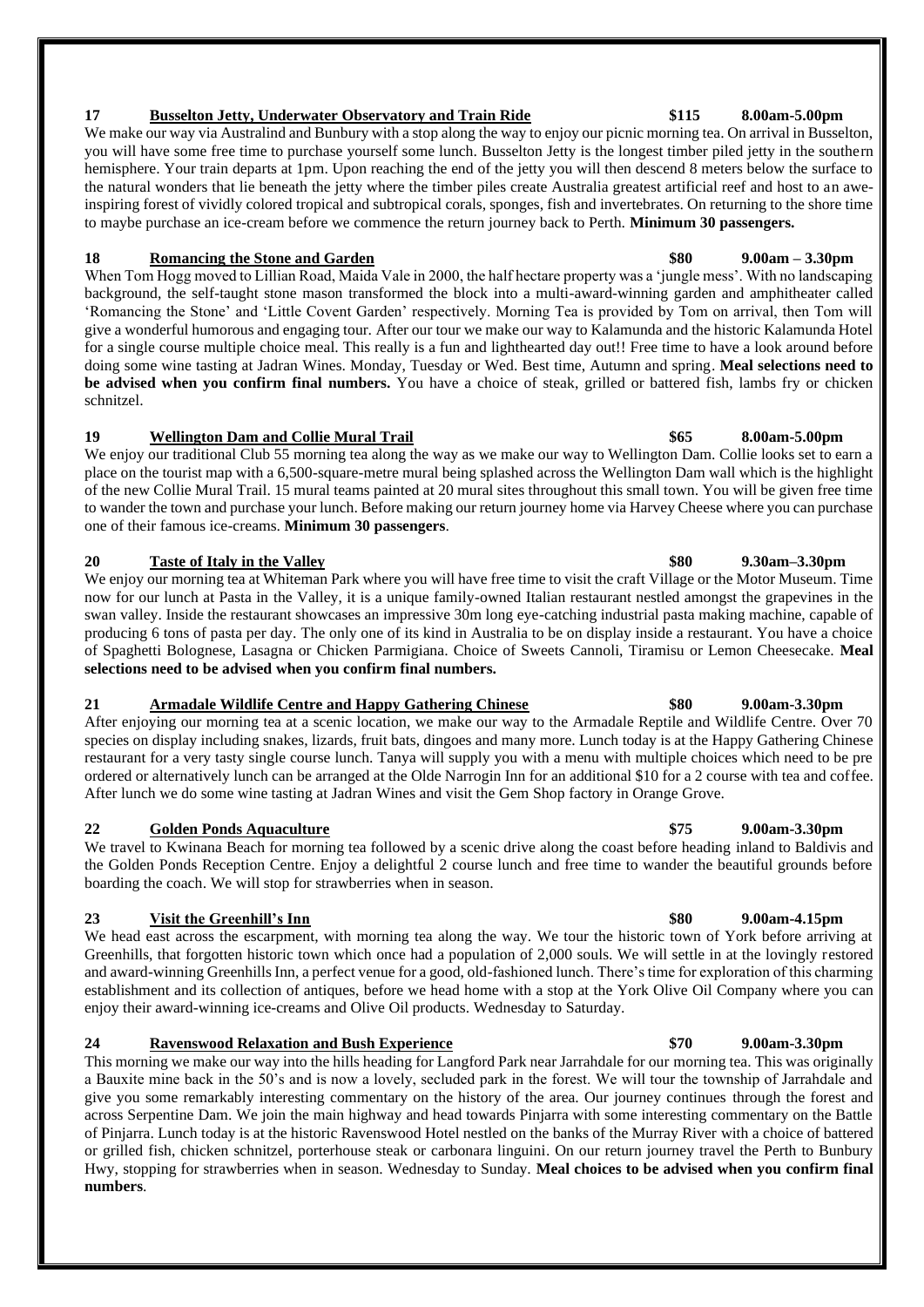### 17 **Busselton Jetty, Underwater Observatory and Train Ride** **$115** **8.00am-5.00pm**

We make our way via Australind and Bunbury with a stop along the way to enjoy our picnic morning tea. On arrival in Busselton, you will have some free time to purchase yourself some lunch. Busselton Jetty is the longest timber piled jetty in the southern hemisphere. Your train departs at 1pm. Upon reaching the end of the jetty you will then descend 8 meters below the surface to the natural wonders that lie beneath the jetty where the timber piles create Australia greatest artificial reef and host to an awe-inspiring forest of vividly colored tropical and subtropical corals, sponges, fish and invertebrates. On returning to the shore time to maybe purchase an ice-cream before we commence the return journey back to Perth. **Minimum 30 passengers.**

### 18 **Romancing the Stone and Garden** **$80** **9.00am – 3.30pm**

When Tom Hogg moved to Lillian Road, Maida Vale in 2000, the half hectare property was a 'jungle mess'. With no landscaping background, the self-taught stone mason transformed the block into a multi-award-winning garden and amphitheater called 'Romancing the Stone' and 'Little Covent Garden' respectively. Morning Tea is provided by Tom on arrival, then Tom will give a wonderful humorous and engaging tour. After our tour we make our way to Kalamunda and the historic Kalamunda Hotel for a single course multiple choice meal. This really is a fun and lighthearted day out!! Free time to have a look around before doing some wine tasting at Jadran Wines. Monday, Tuesday or Wed. Best time, Autumn and spring. **Meal selections need to be advised when you confirm final numbers.** You have a choice of steak, grilled or battered fish, lambs fry or chicken schnitzel.

### 19 **Wellington Dam and Collie Mural Trail** **$65** **8.00am-5.00pm**

We enjoy our traditional Club 55 morning tea along the way as we make our way to Wellington Dam. Collie looks set to earn a place on the tourist map with a 6,500-square-metre mural being splashed across the Wellington Dam wall which is the highlight of the new Collie Mural Trail. 15 mural teams painted at 20 mural sites throughout this small town. You will be given free time to wander the town and purchase your lunch. Before making our return journey home via Harvey Cheese where you can purchase one of their famous ice-creams. **Minimum 30 passengers**.

### 20 **Taste of Italy in the Valley** **$80** **9.30am–3.30pm**

We enjoy our morning tea at Whiteman Park where you will have free time to visit the craft Village or the Motor Museum. Time now for our lunch at Pasta in the Valley, it is a unique family-owned Italian restaurant nestled amongst the grapevines in the swan valley. Inside the restaurant showcases an impressive 30m long eye-catching industrial pasta making machine, capable of producing 6 tons of pasta per day. The only one of its kind in Australia to be on display inside a restaurant. You have a choice of Spaghetti Bolognese, Lasagna or Chicken Parmigiana. Choice of Sweets Cannoli, Tiramisu or Lemon Cheesecake. **Meal selections need to be advised when you confirm final numbers.**

### 21 **Armadale Wildlife Centre and Happy Gathering Chinese** **$80** **9.00am-3.30pm**

After enjoying our morning tea at a scenic location, we make our way to the Armadale Reptile and Wildlife Centre. Over 70 species on display including snakes, lizards, fruit bats, dingoes and many more. Lunch today is at the Happy Gathering Chinese restaurant for a very tasty single course lunch. Tanya will supply you with a menu with multiple choices which need to be pre ordered or alternatively lunch can be arranged at the Olde Narrogin Inn for an additional $10 for a 2 course with tea and coffee. After lunch we do some wine tasting at Jadran Wines and visit the Gem Shop factory in Orange Grove.

### 22 **Golden Ponds Aquaculture** **$75** **9.00am-3.30pm**

We travel to Kwinana Beach for morning tea followed by a scenic drive along the coast before heading inland to Baldivis and the Golden Ponds Reception Centre. Enjoy a delightful 2 course lunch and free time to wander the beautiful grounds before boarding the coach. We will stop for strawberries when in season.

### 23 **Visit the Greenhill's Inn** **$80** **9.00am-4.15pm**

We head east across the escarpment, with morning tea along the way. We tour the historic town of York before arriving at Greenhills, that forgotten historic town which once had a population of 2,000 souls. We will settle in at the lovingly restored and award-winning Greenhills Inn, a perfect venue for a good, old-fashioned lunch. There's time for exploration of this charming establishment and its collection of antiques, before we head home with a stop at the York Olive Oil Company where you can enjoy their award-winning ice-creams and Olive Oil products. Wednesday to Saturday.

### 24 **Ravenswood Relaxation and Bush Experience** **$70** **9.00am-3.30pm**

This morning we make our way into the hills heading for Langford Park near Jarrahdale for our morning tea. This was originally a Bauxite mine back in the 50's and is now a lovely, secluded park in the forest. We will tour the township of Jarrahdale and give you some remarkably interesting commentary on the history of the area. Our journey continues through the forest and across Serpentine Dam. We join the main highway and head towards Pinjarra with some interesting commentary on the Battle of Pinjarra. Lunch today is at the historic Ravenswood Hotel nestled on the banks of the Murray River with a choice of battered or grilled fish, chicken schnitzel, porterhouse steak or carbonara linguini. On our return journey travel the Perth to Bunbury Hwy, stopping for strawberries when in season. Wednesday to Sunday. **Meal choices to be advised when you confirm final numbers**.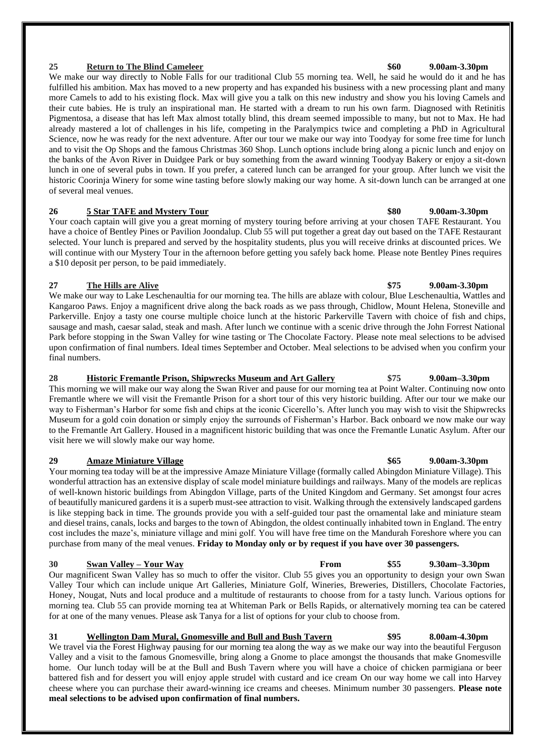**25 [Return to The Blind Cameleer](#) $60 9.00am-3.30pm**

We make our way directly to Noble Falls for our traditional Club 55 morning tea. Well, he said he would do it and he has fulfilled his ambition. Max has moved to a new property and has expanded his business with a new processing plant and many more Camels to add to his existing flock. Max will give you a talk on this new industry and show you his loving Camels and their cute babies. He is truly an inspirational man. He started with a dream to run his own farm. Diagnosed with Retinitis Pigmentosa, a disease that has left Max almost totally blind, this dream seemed impossible to many, but not to Max. He had already mastered a lot of challenges in his life, competing in the Paralympics twice and completing a PhD in Agricultural Science, now he was ready for the next adventure. After our tour we make our way into Toodyay for some free time for lunch and to visit the Op Shops and the famous Christmas 360 Shop. Lunch options include bring along a picnic lunch and enjoy on the banks of the Avon River in Duidgee Park or buy something from the award winning Toodyay Bakery or enjoy a sit-down lunch in one of several pubs in town. If you prefer, a catered lunch can be arranged for your group. After lunch we visit the historic Coorinja Winery for some wine tasting before slowly making our way home. A sit-down lunch can be arranged at one of several meal venues.

**26 5 Star TAFE and Mystery Tour $80 9.00am-3.30pm**

Your coach captain will give you a great morning of mystery touring before arriving at your chosen TAFE Restaurant. You have a choice of Bentley Pines or Pavilion Joondalup. Club 55 will put together a great day out based on the TAFE Restaurant selected. Your lunch is prepared and served by the hospitality students, plus you will receive drinks at discounted prices. We will continue with our Mystery Tour in the afternoon before getting you safely back home. Please note Bentley Pines requires a $10 deposit per person, to be paid immediately.

**27 The Hills are Alive $75 9.00am-3.30pm**

We make our way to Lake Leschenaultia for our morning tea. The hills are ablaze with colour, Blue Leschenaultia, Wattles and Kangaroo Paws. Enjoy a magnificent drive along the back roads as we pass through, Chidlow, Mount Helena, Stoneville and Parkerville. Enjoy a tasty one course multiple choice lunch at the historic Parkerville Tavern with choice of fish and chips, sausage and mash, caesar salad, steak and mash. After lunch we continue with a scenic drive through the John Forrest National Park before stopping in the Swan Valley for wine tasting or The Chocolate Factory. Please note meal selections to be advised upon confirmation of final numbers. Ideal times September and October. Meal selections to be advised when you confirm your final numbers.

**28 Historic Fremantle Prison, Shipwrecks Museum and Art Gallery $75 9.00am–3.30pm**

This morning we will make our way along the Swan River and pause for our morning tea at Point Walter. Continuing now onto Fremantle where we will visit the Fremantle Prison for a short tour of this very historic building. After our tour we make our way to Fisherman's Harbor for some fish and chips at the iconic Cicerello's. After lunch you may wish to visit the Shipwrecks Museum for a gold coin donation or simply enjoy the surrounds of Fisherman's Harbor. Back onboard we now make our way to the Fremantle Art Gallery. Housed in a magnificent historic building that was once the Fremantle Lunatic Asylum. After our visit here we will slowly make our way home.

**29 Amaze Miniature Village $65 9.00am-3.30pm**

Your morning tea today will be at the impressive Amaze Miniature Village (formally called Abingdon Miniature Village). This wonderful attraction has an extensive display of scale model miniature buildings and railways. Many of the models are replicas of well-known historic buildings from Abingdon Village, parts of the United Kingdom and Germany. Set amongst four acres of beautifully manicured gardens it is a superb must-see attraction to visit. Walking through the extensively landscaped gardens is like stepping back in time. The grounds provide you with a self-guided tour past the ornamental lake and miniature steam and diesel trains, canals, locks and barges to the town of Abingdon, the oldest continually inhabited town in England. The entry cost includes the maze's, miniature village and mini golf. You will have free time on the Mandurah Foreshore where you can purchase from many of the meal venues. **Friday to Monday only or by request if you have over 30 passengers.**

**30 Swan Valley – Your Way From $55 9.30am–3.30pm**

Our magnificent Swan Valley has so much to offer the visitor. Club 55 gives you an opportunity to design your own Swan Valley Tour which can include unique Art Galleries, Miniature Golf, Wineries, Breweries, Distillers, Chocolate Factories, Honey, Nougat, Nuts and local produce and a multitude of restaurants to choose from for a tasty lunch. Various options for morning tea. Club 55 can provide morning tea at Whiteman Park or Bells Rapids, or alternatively morning tea can be catered for at one of the many venues. Please ask Tanya for a list of options for your club to choose from.

**31 Wellington Dam Mural, Gnomesville and Bull and Bush Tavern $95 8.00am-4.30pm**

We travel via the Forest Highway pausing for our morning tea along the way as we make our way into the beautiful Ferguson Valley and a visit to the famous Gnomesville, bring along a Gnome to place amongst the thousands that make Gnomesville home. Our lunch today will be at the Bull and Bush Tavern where you will have a choice of chicken parmigiana or beer battered fish and for dessert you will enjoy apple strudel with custard and ice cream On our way home we call into Harvey cheese where you can purchase their award-winning ice creams and cheeses. Minimum number 30 passengers. **Please note meal selections to be advised upon confirmation of final numbers.**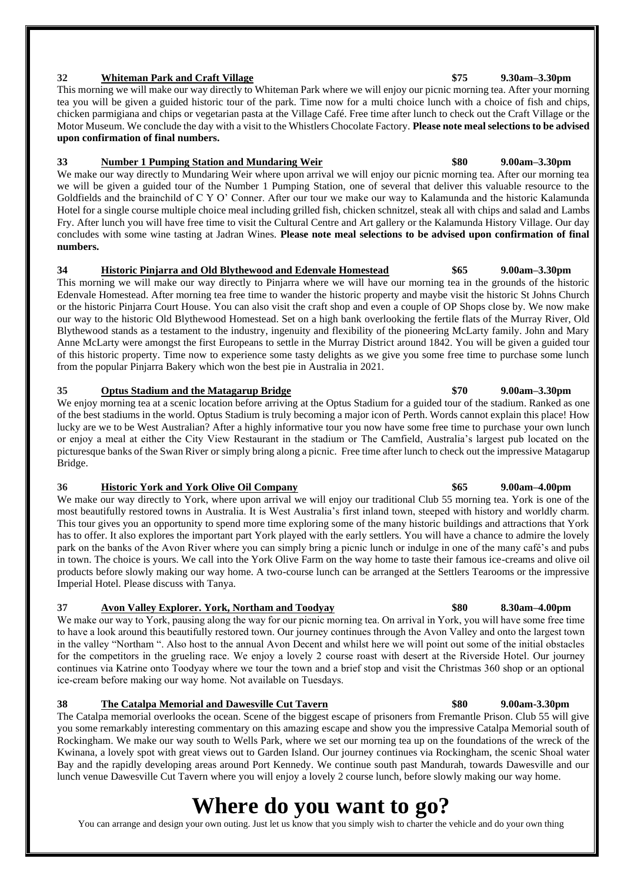### 32 Whiteman Park and Craft Village — $75 — 9.30am–3.30pm

This morning we will make our way directly to Whiteman Park where we will enjoy our picnic morning tea. After your morning tea you will be given a guided historic tour of the park. Time now for a multi choice lunch with a choice of fish and chips, chicken parmigiana and chips or vegetarian pasta at the Village Café. Free time after lunch to check out the Craft Village or the Motor Museum. We conclude the day with a visit to the Whistlers Chocolate Factory. **Please note meal selections to be advised upon confirmation of final numbers.**

### 33 Number 1 Pumping Station and Mundaring Weir — $80 — 9.00am–3.30pm

We make our way directly to Mundaring Weir where upon arrival we will enjoy our picnic morning tea. After our morning tea we will be given a guided tour of the Number 1 Pumping Station, one of several that deliver this valuable resource to the Goldfields and the brainchild of C Y O' Conner. After our tour we make our way to Kalamunda and the historic Kalamunda Hotel for a single course multiple choice meal including grilled fish, chicken schnitzel, steak all with chips and salad and Lambs Fry. After lunch you will have free time to visit the Cultural Centre and Art gallery or the Kalamunda History Village. Our day concludes with some wine tasting at Jadran Wines. **Please note meal selections to be advised upon confirmation of final numbers.**

### 34 Historic Pinjarra and Old Blythewood and Edenvale Homestead — $65 — 9.00am–3.30pm

This morning we will make our way directly to Pinjarra where we will have our morning tea in the grounds of the historic Edenvale Homestead. After morning tea free time to wander the historic property and maybe visit the historic St Johns Church or the historic Pinjarra Court House. You can also visit the craft shop and even a couple of OP Shops close by. We now make our way to the historic Old Blythewood Homestead. Set on a high bank overlooking the fertile flats of the Murray River, Old Blythewood stands as a testament to the industry, ingenuity and flexibility of the pioneering McLarty family. John and Mary Anne McLarty were amongst the first Europeans to settle in the Murray District around 1842. You will be given a guided tour of this historic property. Time now to experience some tasty delights as we give you some free time to purchase some lunch from the popular Pinjarra Bakery which won the best pie in Australia in 2021.

### 35 Optus Stadium and the Matagarup Bridge — $70 — 9.00am–3.30pm

We enjoy morning tea at a scenic location before arriving at the Optus Stadium for a guided tour of the stadium. Ranked as one of the best stadiums in the world. Optus Stadium is truly becoming a major icon of Perth. Words cannot explain this place! How lucky are we to be West Australian? After a highly informative tour you now have some free time to purchase your own lunch or enjoy a meal at either the City View Restaurant in the stadium or The Camfield, Australia's largest pub located on the picturesque banks of the Swan River or simply bring along a picnic. Free time after lunch to check out the impressive Matagarup Bridge.

### 36 Historic York and York Olive Oil Company — $65 — 9.00am–4.00pm

We make our way directly to York, where upon arrival we will enjoy our traditional Club 55 morning tea. York is one of the most beautifully restored towns in Australia. It is West Australia's first inland town, steeped with history and worldly charm. This tour gives you an opportunity to spend more time exploring some of the many historic buildings and attractions that York has to offer. It also explores the important part York played with the early settlers. You will have a chance to admire the lovely park on the banks of the Avon River where you can simply bring a picnic lunch or indulge in one of the many café's and pubs in town. The choice is yours. We call into the York Olive Farm on the way home to taste their famous ice-creams and olive oil products before slowly making our way home. A two-course lunch can be arranged at the Settlers Tearooms or the impressive Imperial Hotel. Please discuss with Tanya.

### 37 Avon Valley Explorer. York, Northam and Toodyay — $80 — 8.30am–4.00pm

We make our way to York, pausing along the way for our picnic morning tea. On arrival in York, you will have some free time to have a look around this beautifully restored town. Our journey continues through the Avon Valley and onto the largest town in the valley "Northam ". Also host to the annual Avon Decent and whilst here we will point out some of the initial obstacles for the competitors in the grueling race. We enjoy a lovely 2 course roast with desert at the Riverside Hotel. Our journey continues via Katrine onto Toodyay where we tour the town and a brief stop and visit the Christmas 360 shop or an optional ice-cream before making our way home. Not available on Tuesdays.

### 38 The Catalpa Memorial and Dawesville Cut Tavern — $80 — 9.00am-3.30pm

The Catalpa memorial overlooks the ocean. Scene of the biggest escape of prisoners from Fremantle Prison. Club 55 will give you some remarkably interesting commentary on this amazing escape and show you the impressive Catalpa Memorial south of Rockingham. We make our way south to Wells Park, where we set our morning tea up on the foundations of the wreck of the Kwinana, a lovely spot with great views out to Garden Island. Our journey continues via Rockingham, the scenic Shoal water Bay and the rapidly developing areas around Port Kennedy. We continue south past Mandurah, towards Dawesville and our lunch venue Dawesville Cut Tavern where you will enjoy a lovely 2 course lunch, before slowly making our way home.

# Where do you want to go?

You can arrange and design your own outing. Just let us know that you simply wish to charter the vehicle and do your own thing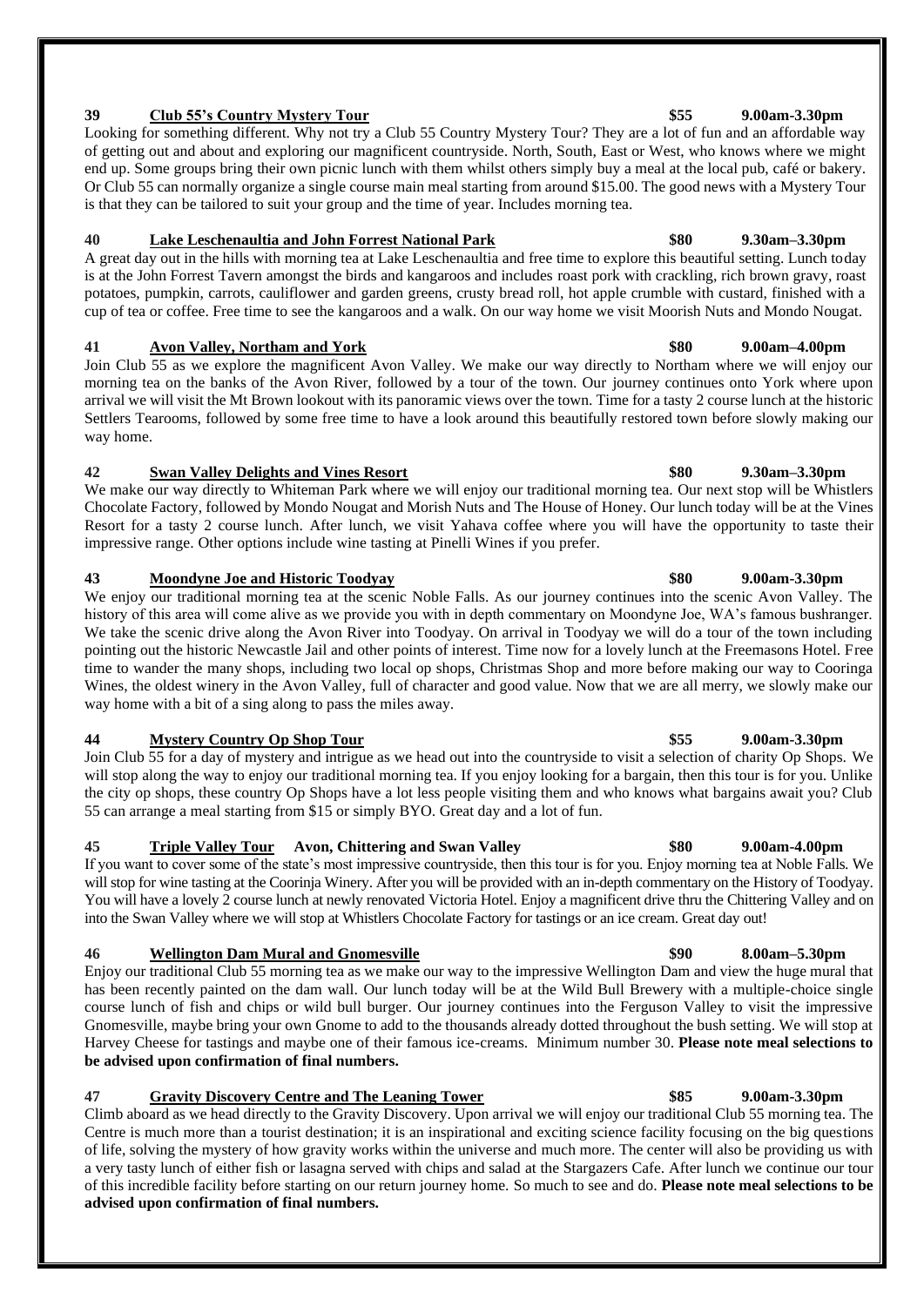### 39 **Club 55's Country Mystery Tour** — $55 — 9.00am-3.30pm

Looking for something different. Why not try a Club 55 Country Mystery Tour? They are a lot of fun and an affordable way of getting out and about and exploring our magnificent countryside. North, South, East or West, who knows where we might end up. Some groups bring their own picnic lunch with them whilst others simply buy a meal at the local pub, café or bakery. Or Club 55 can normally organize a single course main meal starting from around $15.00. The good news with a Mystery Tour is that they can be tailored to suit your group and the time of year. Includes morning tea.

### 40 **Lake Leschenaultia and John Forrest National Park** — $80 — 9.30am–3.30pm

A great day out in the hills with morning tea at Lake Leschenaultia and free time to explore this beautiful setting. Lunch today is at the John Forrest Tavern amongst the birds and kangaroos and includes roast pork with crackling, rich brown gravy, roast potatoes, pumpkin, carrots, cauliflower and garden greens, crusty bread roll, hot apple crumble with custard, finished with a cup of tea or coffee. Free time to see the kangaroos and a walk. On our way home we visit Moorish Nuts and Mondo Nougat.

### 41 **Avon Valley, Northam and York** — $80 — 9.00am–4.00pm

Join Club 55 as we explore the magnificent Avon Valley. We make our way directly to Northam where we will enjoy our morning tea on the banks of the Avon River, followed by a tour of the town. Our journey continues onto York where upon arrival we will visit the Mt Brown lookout with its panoramic views over the town. Time for a tasty 2 course lunch at the historic Settlers Tearooms, followed by some free time to have a look around this beautifully restored town before slowly making our way home.

### 42 **Swan Valley Delights and Vines Resort** — $80 — 9.30am–3.30pm

We make our way directly to Whiteman Park where we will enjoy our traditional morning tea. Our next stop will be Whistlers Chocolate Factory, followed by Mondo Nougat and Morish Nuts and The House of Honey. Our lunch today will be at the Vines Resort for a tasty 2 course lunch. After lunch, we visit Yahava coffee where you will have the opportunity to taste their impressive range. Other options include wine tasting at Pinelli Wines if you prefer.

### 43 **Moondyne Joe and Historic Toodyay** — $80 — 9.00am-3.30pm

We enjoy our traditional morning tea at the scenic Noble Falls. As our journey continues into the scenic Avon Valley. The history of this area will come alive as we provide you with in depth commentary on Moondyne Joe, WA's famous bushranger. We take the scenic drive along the Avon River into Toodyay. On arrival in Toodyay we will do a tour of the town including pointing out the historic Newcastle Jail and other points of interest. Time now for a lovely lunch at the Freemasons Hotel. Free time to wander the many shops, including two local op shops, Christmas Shop and more before making our way to Cooringa Wines, the oldest winery in the Avon Valley, full of character and good value. Now that we are all merry, we slowly make our way home with a bit of a sing along to pass the miles away.

### 44 **Mystery Country Op Shop Tour** — $55 — 9.00am-3.30pm

Join Club 55 for a day of mystery and intrigue as we head out into the countryside to visit a selection of charity Op Shops. We will stop along the way to enjoy our traditional morning tea. If you enjoy looking for a bargain, then this tour is for you. Unlike the city op shops, these country Op Shops have a lot less people visiting them and who knows what bargains await you? Club 55 can arrange a meal starting from $15 or simply BYO. Great day and a lot of fun.

### 45 **Triple Valley Tour** Avon, Chittering and Swan Valley — $80 — 9.00am-4.00pm

If you want to cover some of the state's most impressive countryside, then this tour is for you. Enjoy morning tea at Noble Falls. We will stop for wine tasting at the Coorinja Winery. After you will be provided with an in-depth commentary on the History of Toodyay. You will have a lovely 2 course lunch at newly renovated Victoria Hotel. Enjoy a magnificent drive thru the Chittering Valley and on into the Swan Valley where we will stop at Whistlers Chocolate Factory for tastings or an ice cream. Great day out!

### 46 **Wellington Dam Mural and Gnomesville** — $90 — 8.00am–5.30pm

Enjoy our traditional Club 55 morning tea as we make our way to the impressive Wellington Dam and view the huge mural that has been recently painted on the dam wall. Our lunch today will be at the Wild Bull Brewery with a multiple-choice single course lunch of fish and chips or wild bull burger. Our journey continues into the Ferguson Valley to visit the impressive Gnomesville, maybe bring your own Gnome to add to the thousands already dotted throughout the bush setting. We will stop at Harvey Cheese for tastings and maybe one of their famous ice-creams. Minimum number 30. **Please note meal selections to be advised upon confirmation of final numbers.**

### 47 **Gravity Discovery Centre and The Leaning Tower** — $85 — 9.00am-3.30pm

Climb aboard as we head directly to the Gravity Discovery. Upon arrival we will enjoy our traditional Club 55 morning tea. The Centre is much more than a tourist destination; it is an inspirational and exciting science facility focusing on the big questions of life, solving the mystery of how gravity works within the universe and much more. The center will also be providing us with a very tasty lunch of either fish or lasagna served with chips and salad at the Stargazers Cafe. After lunch we continue our tour of this incredible facility before starting on our return journey home. So much to see and do. **Please note meal selections to be advised upon confirmation of final numbers.**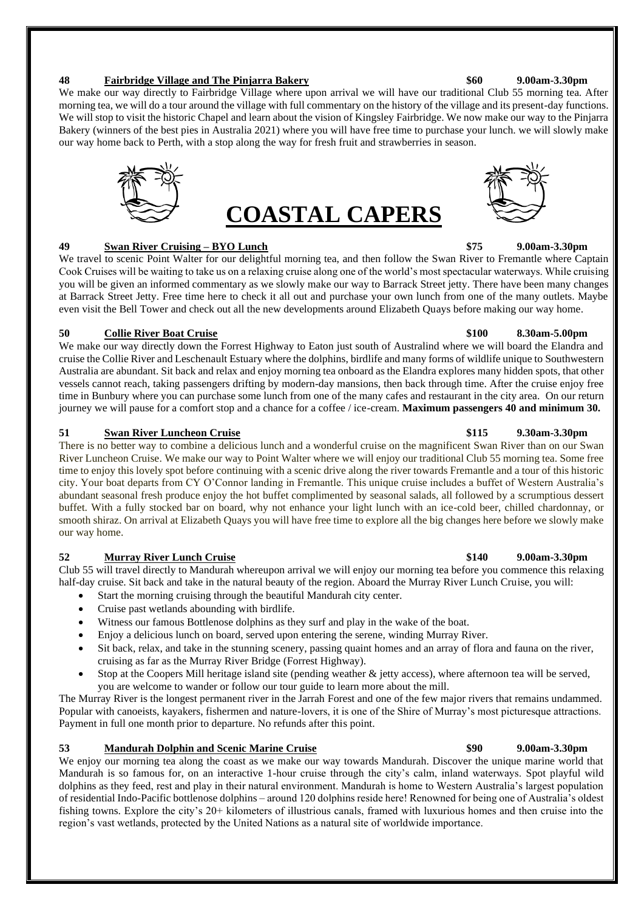**48 Fairbridge Village and The Pinjarra Bakery $60 9.00am-3.30pm**

We make our way directly to Fairbridge Village where upon arrival we will have our traditional Club 55 morning tea. After morning tea, we will do a tour around the village with full commentary on the history of the village and its present-day functions. We will stop to visit the historic Chapel and learn about the vision of Kingsley Fairbridge. We now make our way to the Pinjarra Bakery (winners of the best pies in Australia 2021) where you will have free time to purchase your lunch. we will slowly make our way home back to Perth, with a stop along the way for fresh fruit and strawberries in season.

# COASTAL CAPERS

**49 Swan River Cruising – BYO Lunch $75 9.00am-3.30pm**

We travel to scenic Point Walter for our delightful morning tea, and then follow the Swan River to Fremantle where Captain Cook Cruises will be waiting to take us on a relaxing cruise along one of the world's most spectacular waterways. While cruising you will be given an informed commentary as we slowly make our way to Barrack Street jetty. There have been many changes at Barrack Street Jetty. Free time here to check it all out and purchase your own lunch from one of the many outlets. Maybe even visit the Bell Tower and check out all the new developments around Elizabeth Quays before making our way home.

**50 Collie River Boat Cruise $100 8.30am-5.00pm**

We make our way directly down the Forrest Highway to Eaton just south of Australind where we will board the Elandra and cruise the Collie River and Leschenault Estuary where the dolphins, birdlife and many forms of wildlife unique to Southwestern Australia are abundant. Sit back and relax and enjoy morning tea onboard as the Elandra explores many hidden spots, that other vessels cannot reach, taking passengers drifting by modern-day mansions, then back through time. After the cruise enjoy free time in Bunbury where you can purchase some lunch from one of the many cafes and restaurant in the city area. On our return journey we will pause for a comfort stop and a chance for a coffee / ice-cream. **Maximum passengers 40 and minimum 30.**

**51 Swan River Luncheon Cruise $115 9.30am-3.30pm**

There is no better way to combine a delicious lunch and a wonderful cruise on the magnificent Swan River than on our Swan River Luncheon Cruise. We make our way to Point Walter where we will enjoy our traditional Club 55 morning tea. Some free time to enjoy this lovely spot before continuing with a scenic drive along the river towards Fremantle and a tour of this historic city. Your boat departs from CY O'Connor landing in Fremantle. This unique cruise includes a buffet of Western Australia's abundant seasonal fresh produce enjoy the hot buffet complimented by seasonal salads, all followed by a scrumptious dessert buffet. With a fully stocked bar on board, why not enhance your light lunch with an ice-cold beer, chilled chardonnay, or smooth shiraz. On arrival at Elizabeth Quays you will have free time to explore all the big changes here before we slowly make our way home.

**52 Murray River Lunch Cruise $140 9.00am-3.30pm**

Club 55 will travel directly to Mandurah whereupon arrival we will enjoy our morning tea before you commence this relaxing half-day cruise. Sit back and take in the natural beauty of the region. Aboard the Murray River Lunch Cruise, you will:

- Start the morning cruising through the beautiful Mandurah city center.
- Cruise past wetlands abounding with birdlife.
- Witness our famous Bottlenose dolphins as they surf and play in the wake of the boat.
- Enjoy a delicious lunch on board, served upon entering the serene, winding Murray River.
- Sit back, relax, and take in the stunning scenery, passing quaint homes and an array of flora and fauna on the river, cruising as far as the Murray River Bridge (Forrest Highway).
- Stop at the Coopers Mill heritage island site (pending weather & jetty access), where afternoon tea will be served, you are welcome to wander or follow our tour guide to learn more about the mill.

The Murray River is the longest permanent river in the Jarrah Forest and one of the few major rivers that remains undammed. Popular with canoeists, kayakers, fishermen and nature-lovers, it is one of the Shire of Murray's most picturesque attractions. Payment in full one month prior to departure. No refunds after this point.

**53 Mandurah Dolphin and Scenic Marine Cruise $90 9.00am-3.30pm**

We enjoy our morning tea along the coast as we make our way towards Mandurah. Discover the unique marine world that Mandurah is so famous for, on an interactive 1-hour cruise through the city's calm, inland waterways. Spot playful wild dolphins as they feed, rest and play in their natural environment. Mandurah is home to Western Australia's largest population of residential Indo-Pacific bottlenose dolphins – around 120 dolphins reside here! Renowned for being one of Australia's oldest fishing towns. Explore the city's 20+ kilometers of illustrious canals, framed with luxurious homes and then cruise into the region's vast wetlands, protected by the United Nations as a natural site of worldwide importance.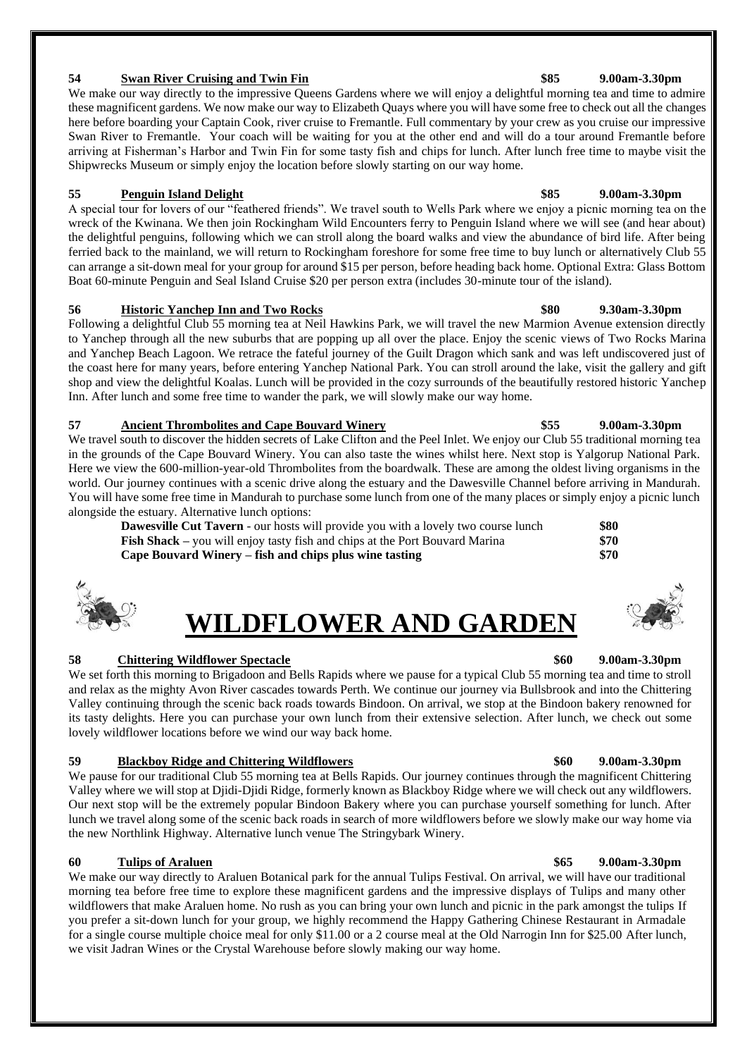### 54 Swan River Cruising and Twin Fin — $85 — 9.00am-3.30pm

We make our way directly to the impressive Queens Gardens where we will enjoy a delightful morning tea and time to admire these magnificent gardens. We now make our way to Elizabeth Quays where you will have some free to check out all the changes here before boarding your Captain Cook, river cruise to Fremantle. Full commentary by your crew as you cruise our impressive Swan River to Fremantle. Your coach will be waiting for you at the other end and will do a tour around Fremantle before arriving at Fisherman's Harbor and Twin Fin for some tasty fish and chips for lunch. After lunch free time to maybe visit the Shipwrecks Museum or simply enjoy the location before slowly starting on our way home.

### 55 Penguin Island Delight — $85 — 9.00am-3.30pm

A special tour for lovers of our "feathered friends". We travel south to Wells Park where we enjoy a picnic morning tea on the wreck of the Kwinana. We then join Rockingham Wild Encounters ferry to Penguin Island where we will see (and hear about) the delightful penguins, following which we can stroll along the board walks and view the abundance of bird life. After being ferried back to the mainland, we will return to Rockingham foreshore for some free time to buy lunch or alternatively Club 55 can arrange a sit-down meal for your group for around $15 per person, before heading back home. Optional Extra: Glass Bottom Boat 60-minute Penguin and Seal Island Cruise $20 per person extra (includes 30-minute tour of the island).

### 56 Historic Yanchep Inn and Two Rocks — $80 — 9.30am-3.30pm

Following a delightful Club 55 morning tea at Neil Hawkins Park, we will travel the new Marmion Avenue extension directly to Yanchep through all the new suburbs that are popping up all over the place. Enjoy the scenic views of Two Rocks Marina and Yanchep Beach Lagoon. We retrace the fateful journey of the Guilt Dragon which sank and was left undiscovered just of the coast here for many years, before entering Yanchep National Park. You can stroll around the lake, visit the gallery and gift shop and view the delightful Koalas. Lunch will be provided in the cozy surrounds of the beautifully restored historic Yanchep Inn. After lunch and some free time to wander the park, we will slowly make our way home.

### 57 Ancient Thrombolites and Cape Bouvard Winery — $55 — 9.00am-3.30pm

We travel south to discover the hidden secrets of Lake Clifton and the Peel Inlet. We enjoy our Club 55 traditional morning tea in the grounds of the Cape Bouvard Winery. You can also taste the wines whilst here. Next stop is Yalgorup National Park. Here we view the 600-million-year-old Thrombolites from the boardwalk. These are among the oldest living organisms in the world. Our journey continues with a scenic drive along the estuary and the Dawesville Channel before arriving in Mandurah. You will have some free time in Mandurah to purchase some lunch from one of the many places or simply enjoy a picnic lunch alongside the estuary. Alternative lunch options:

- **Dawesville Cut Tavern** - our hosts will provide you with a lovely two course lunch — **$80**
- **Fish Shack** – you will enjoy tasty fish and chips at the Port Bouvard Marina — **$70**
- **Cape Bouvard Winery – fish and chips plus wine tasting** — **$70**

# WILDFLOWER AND GARDEN

### 58 Chittering Wildflower Spectacle — $60 — 9.00am-3.30pm

We set forth this morning to Brigadoon and Bells Rapids where we pause for a typical Club 55 morning tea and time to stroll and relax as the mighty Avon River cascades towards Perth. We continue our journey via Bullsbrook and into the Chittering Valley continuing through the scenic back roads towards Bindoon. On arrival, we stop at the Bindoon bakery renowned for its tasty delights. Here you can purchase your own lunch from their extensive selection. After lunch, we check out some lovely wildflower locations before we wind our way back home.

### 59 Blackboy Ridge and Chittering Wildflowers — $60 — 9.00am-3.30pm

We pause for our traditional Club 55 morning tea at Bells Rapids. Our journey continues through the magnificent Chittering Valley where we will stop at Djidi-Djidi Ridge, formerly known as Blackboy Ridge where we will check out any wildflowers. Our next stop will be the extremely popular Bindoon Bakery where you can purchase yourself something for lunch. After lunch we travel along some of the scenic back roads in search of more wildflowers before we slowly make our way home via the new Northlink Highway. Alternative lunch venue The Stringybark Winery.

### 60 Tulips of Araluen — $65 — 9.00am-3.30pm

We make our way directly to Araluen Botanical park for the annual Tulips Festival. On arrival, we will have our traditional morning tea before free time to explore these magnificent gardens and the impressive displays of Tulips and many other wildflowers that make Araluen home. No rush as you can bring your own lunch and picnic in the park amongst the tulips If you prefer a sit-down lunch for your group, we highly recommend the Happy Gathering Chinese Restaurant in Armadale for a single course multiple choice meal for only $11.00 or a 2 course meal at the Old Narrogin Inn for $25.00 After lunch, we visit Jadran Wines or the Crystal Warehouse before slowly making our way home.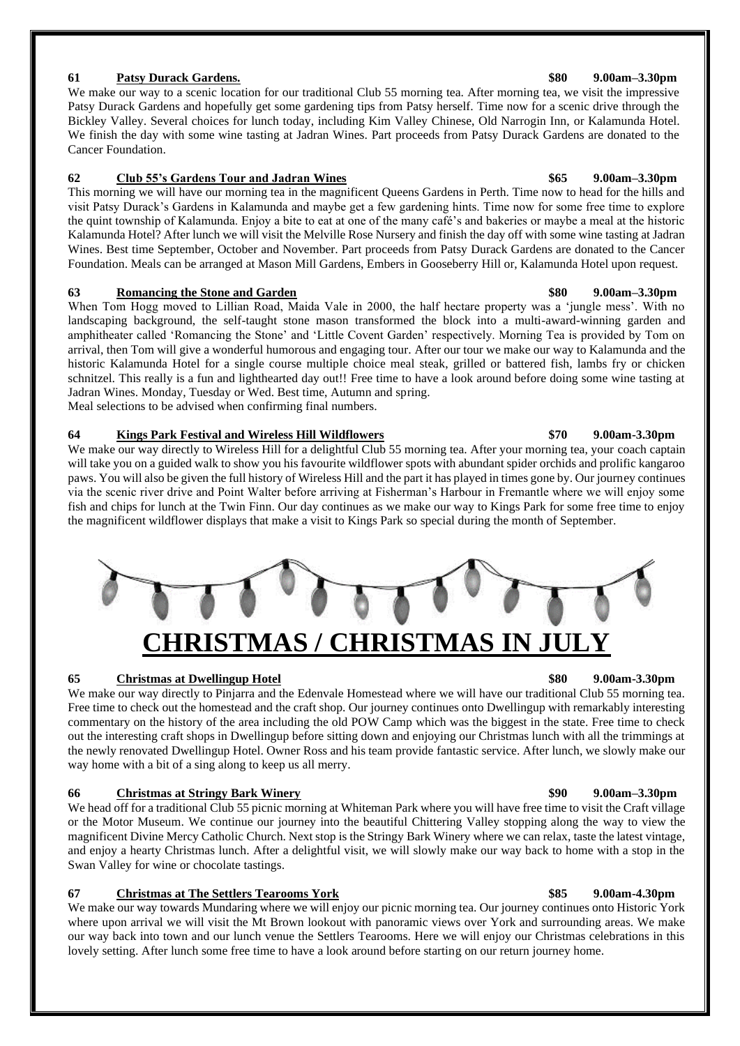### 61 Patsy Durack Gardens. $80 9.00am–3.30pm

We make our way to a scenic location for our traditional Club 55 morning tea. After morning tea, we visit the impressive Patsy Durack Gardens and hopefully get some gardening tips from Patsy herself. Time now for a scenic drive through the Bickley Valley. Several choices for lunch today, including Kim Valley Chinese, Old Narrogin Inn, or Kalamunda Hotel. We finish the day with some wine tasting at Jadran Wines. Part proceeds from Patsy Durack Gardens are donated to the Cancer Foundation.

### 62 Club 55's Gardens Tour and Jadran Wines $65 9.00am–3.30pm

This morning we will have our morning tea in the magnificent Queens Gardens in Perth. Time now to head for the hills and visit Patsy Durack's Gardens in Kalamunda and maybe get a few gardening hints. Time now for some free time to explore the quint township of Kalamunda. Enjoy a bite to eat at one of the many café's and bakeries or maybe a meal at the historic Kalamunda Hotel? After lunch we will visit the Melville Rose Nursery and finish the day off with some wine tasting at Jadran Wines. Best time September, October and November. Part proceeds from Patsy Durack Gardens are donated to the Cancer Foundation. Meals can be arranged at Mason Mill Gardens, Embers in Gooseberry Hill or, Kalamunda Hotel upon request.

### 63 Romancing the Stone and Garden $80 9.00am–3.30pm

When Tom Hogg moved to Lillian Road, Maida Vale in 2000, the half hectare property was a 'jungle mess'. With no landscaping background, the self-taught stone mason transformed the block into a multi-award-winning garden and amphitheater called 'Romancing the Stone' and 'Little Covent Garden' respectively. Morning Tea is provided by Tom on arrival, then Tom will give a wonderful humorous and engaging tour. After our tour we make our way to Kalamunda and the historic Kalamunda Hotel for a single course multiple choice meal steak, grilled or battered fish, lambs fry or chicken schnitzel. This really is a fun and lighthearted day out!! Free time to have a look around before doing some wine tasting at Jadran Wines. Monday, Tuesday or Wed. Best time, Autumn and spring.
Meal selections to be advised when confirming final numbers.

### 64 Kings Park Festival and Wireless Hill Wildflowers $70 9.00am-3.30pm

We make our way directly to Wireless Hill for a delightful Club 55 morning tea. After your morning tea, your coach captain will take you on a guided walk to show you his favourite wildflower spots with abundant spider orchids and prolific kangaroo paws. You will also be given the full history of Wireless Hill and the part it has played in times gone by. Our journey continues via the scenic river drive and Point Walter before arriving at Fisherman's Harbour in Fremantle where we will enjoy some fish and chips for lunch at the Twin Finn. Our day continues as we make our way to Kings Park for some free time to enjoy the magnificent wildflower displays that make a visit to Kings Park so special during the month of September.

# CHRISTMAS / CHRISTMAS IN JULY

### 65 Christmas at Dwellingup Hotel $80 9.00am-3.30pm

We make our way directly to Pinjarra and the Edenvale Homestead where we will have our traditional Club 55 morning tea. Free time to check out the homestead and the craft shop. Our journey continues onto Dwellingup with remarkably interesting commentary on the history of the area including the old POW Camp which was the biggest in the state. Free time to check out the interesting craft shops in Dwellingup before sitting down and enjoying our Christmas lunch with all the trimmings at the newly renovated Dwellingup Hotel. Owner Ross and his team provide fantastic service. After lunch, we slowly make our way home with a bit of a sing along to keep us all merry.

### 66 Christmas at Stringy Bark Winery $90 9.00am–3.30pm

We head off for a traditional Club 55 picnic morning at Whiteman Park where you will have free time to visit the Craft village or the Motor Museum. We continue our journey into the beautiful Chittering Valley stopping along the way to view the magnificent Divine Mercy Catholic Church. Next stop is the Stringy Bark Winery where we can relax, taste the latest vintage, and enjoy a hearty Christmas lunch. After a delightful visit, we will slowly make our way back to home with a stop in the Swan Valley for wine or chocolate tastings.

### 67 Christmas at The Settlers Tearooms York $85 9.00am-4.30pm

We make our way towards Mundaring where we will enjoy our picnic morning tea. Our journey continues onto Historic York where upon arrival we will visit the Mt Brown lookout with panoramic views over York and surrounding areas. We make our way back into town and our lunch venue the Settlers Tearooms. Here we will enjoy our Christmas celebrations in this lovely setting. After lunch some free time to have a look around before starting on our return journey home.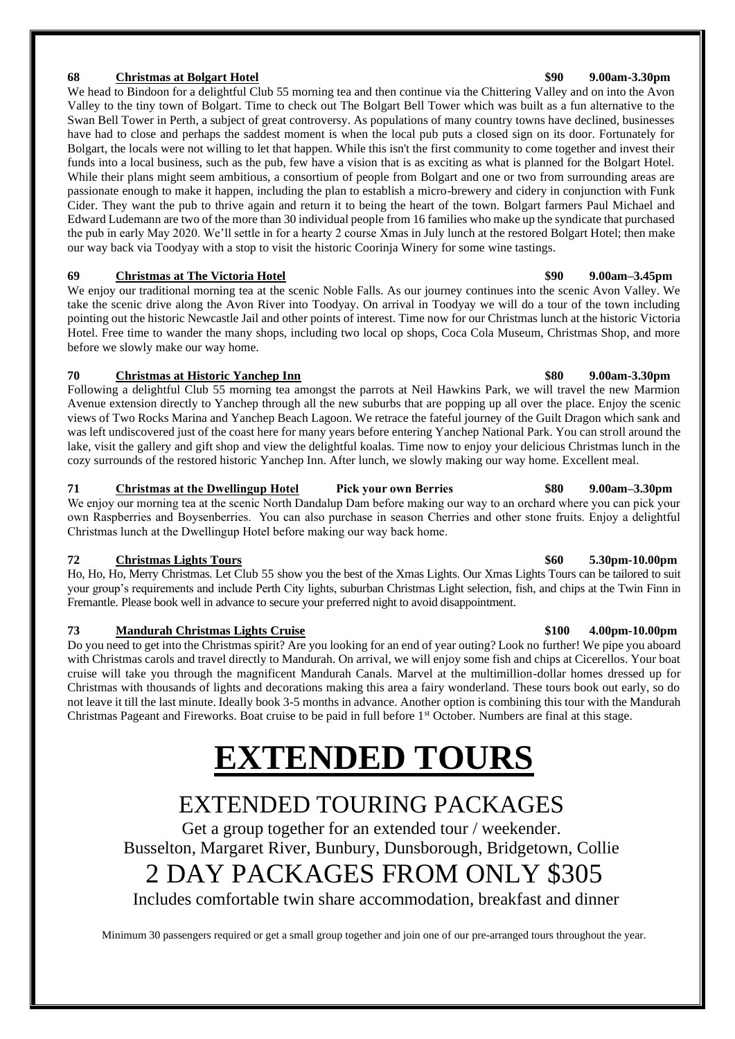**68 [Christmas at Bolgart Hotel] $90 9.00am-3.30pm**

We head to Bindoon for a delightful Club 55 morning tea and then continue via the Chittering Valley and on into the Avon Valley to the tiny town of Bolgart. Time to check out The Bolgart Bell Tower which was built as a fun alternative to the Swan Bell Tower in Perth, a subject of great controversy. As populations of many country towns have declined, businesses have had to close and perhaps the saddest moment is when the local pub puts a closed sign on its door. Fortunately for Bolgart, the locals were not willing to let that happen. While this isn't the first community to come together and invest their funds into a local business, such as the pub, few have a vision that is as exciting as what is planned for the Bolgart Hotel. While their plans might seem ambitious, a consortium of people from Bolgart and one or two from surrounding areas are passionate enough to make it happen, including the plan to establish a micro-brewery and cidery in conjunction with Funk Cider. They want the pub to thrive again and return it to being the heart of the town. Bolgart farmers Paul Michael and Edward Ludemann are two of the more than 30 individual people from 16 families who make up the syndicate that purchased the pub in early May 2020. We'll settle in for a hearty 2 course Xmas in July lunch at the restored Bolgart Hotel; then make our way back via Toodyay with a stop to visit the historic Coorinja Winery for some wine tastings.

**69 Christmas at The Victoria Hotel $90 9.00am–3.45pm**

We enjoy our traditional morning tea at the scenic Noble Falls. As our journey continues into the scenic Avon Valley. We take the scenic drive along the Avon River into Toodyay. On arrival in Toodyay we will do a tour of the town including pointing out the historic Newcastle Jail and other points of interest. Time now for our Christmas lunch at the historic Victoria Hotel. Free time to wander the many shops, including two local op shops, Coca Cola Museum, Christmas Shop, and more before we slowly make our way home.

**70 Christmas at Historic Yanchep Inn $80 9.00am-3.30pm**

Following a delightful Club 55 morning tea amongst the parrots at Neil Hawkins Park, we will travel the new Marmion Avenue extension directly to Yanchep through all the new suburbs that are popping up all over the place. Enjoy the scenic views of Two Rocks Marina and Yanchep Beach Lagoon. We retrace the fateful journey of the Guilt Dragon which sank and was left undiscovered just of the coast here for many years before entering Yanchep National Park. You can stroll around the lake, visit the gallery and gift shop and view the delightful koalas. Time now to enjoy your delicious Christmas lunch in the cozy surrounds of the restored historic Yanchep Inn. After lunch, we slowly making our way home. Excellent meal.

**71 Christmas at the Dwellingup Hotel Pick your own Berries $80 9.00am–3.30pm**

We enjoy our morning tea at the scenic North Dandalup Dam before making our way to an orchard where you can pick your own Raspberries and Boysenberries. You can also purchase in season Cherries and other stone fruits. Enjoy a delightful Christmas lunch at the Dwellingup Hotel before making our way back home.

**72 Christmas Lights Tours $60 5.30pm-10.00pm**

Ho, Ho, Ho, Merry Christmas. Let Club 55 show you the best of the Xmas Lights. Our Xmas Lights Tours can be tailored to suit your group's requirements and include Perth City lights, suburban Christmas Light selection, fish, and chips at the Twin Finn in Fremantle. Please book well in advance to secure your preferred night to avoid disappointment.

**73 Mandurah Christmas Lights Cruise $100 4.00pm-10.00pm**

Do you need to get into the Christmas spirit? Are you looking for an end of year outing? Look no further! We pipe you aboard with Christmas carols and travel directly to Mandurah. On arrival, we will enjoy some fish and chips at Cicerellos. Your boat cruise will take you through the magnificent Mandurah Canals. Marvel at the multimillion-dollar homes dressed up for Christmas with thousands of lights and decorations making this area a fairy wonderland. These tours book out early, so do not leave it till the last minute. Ideally book 3-5 months in advance. Another option is combining this tour with the Mandurah Christmas Pageant and Fireworks. Boat cruise to be paid in full before 1st October. Numbers are final at this stage.

# EXTENDED TOURS

## EXTENDED TOURING PACKAGES

Get a group together for an extended tour / weekender.
Busselton, Margaret River, Bunbury, Dunsborough, Bridgetown, Collie

## 2 DAY PACKAGES FROM ONLY $305

Includes comfortable twin share accommodation, breakfast and dinner

Minimum 30 passengers required or get a small group together and join one of our pre-arranged tours throughout the year.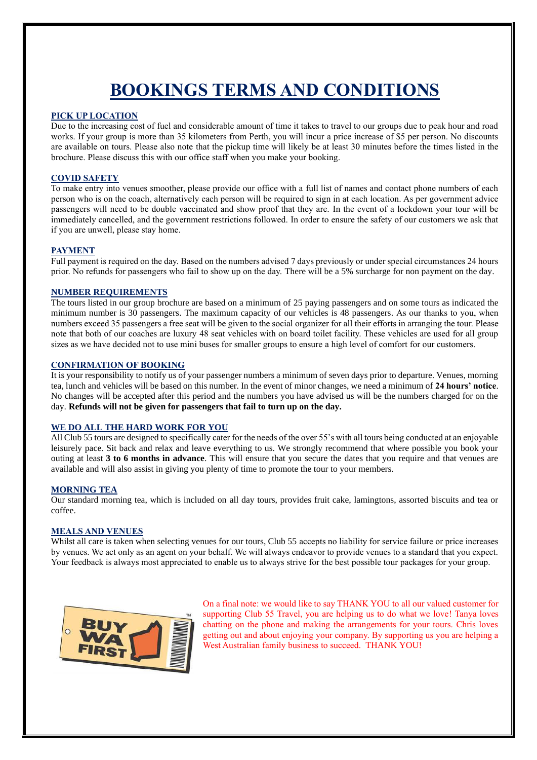# BOOKINGS TERMS AND CONDITIONS

## PICK UP LOCATION

Due to the increasing cost of fuel and considerable amount of time it takes to travel to our groups due to peak hour and road works. If your group is more than 35 kilometers from Perth, you will incur a price increase of $5 per person. No discounts are available on tours. Please also note that the pickup time will likely be at least 30 minutes before the times listed in the brochure. Please discuss this with our office staff when you make your booking.

## COVID SAFETY

To make entry into venues smoother, please provide our office with a full list of names and contact phone numbers of each person who is on the coach, alternatively each person will be required to sign in at each location. As per government advice passengers will need to be double vaccinated and show proof that they are. In the event of a lockdown your tour will be immediately cancelled, and the government restrictions followed. In order to ensure the safety of our customers we ask that if you are unwell, please stay home.

## PAYMENT

Full payment is required on the day. Based on the numbers advised 7 days previously or under special circumstances 24 hours prior. No refunds for passengers who fail to show up on the day. There will be a 5% surcharge for non payment on the day.

## NUMBER REQUIREMENTS

The tours listed in our group brochure are based on a minimum of 25 paying passengers and on some tours as indicated the minimum number is 30 passengers. The maximum capacity of our vehicles is 48 passengers. As our thanks to you, when numbers exceed 35 passengers a free seat will be given to the social organizer for all their efforts in arranging the tour. Please note that both of our coaches are luxury 48 seat vehicles with on board toilet facility. These vehicles are used for all group sizes as we have decided not to use mini buses for smaller groups to ensure a high level of comfort for our customers.

## CONFIRMATION OF BOOKING

It is your responsibility to notify us of your passenger numbers a minimum of seven days prior to departure. Venues, morning tea, lunch and vehicles will be based on this number. In the event of minor changes, we need a minimum of **24 hours' notice**. No changes will be accepted after this period and the numbers you have advised us will be the numbers charged for on the day. **Refunds will not be given for passengers that fail to turn up on the day.**

## WE DO ALL THE HARD WORK FOR YOU

All Club 55 tours are designed to specifically cater for the needs of the over 55's with all tours being conducted at an enjoyable leisurely pace. Sit back and relax and leave everything to us. We strongly recommend that where possible you book your outing at least **3 to 6 months in advance**. This will ensure that you secure the dates that you require and that venues are available and will also assist in giving you plenty of time to promote the tour to your members.

## MORNING TEA

Our standard morning tea, which is included on all day tours, provides fruit cake, lamingtons, assorted biscuits and tea or coffee.

## MEALS AND VENUES

Whilst all care is taken when selecting venues for our tours, Club 55 accepts no liability for service failure or price increases by venues. We act only as an agent on your behalf. We will always endeavor to provide venues to a standard that you expect. Your feedback is always most appreciated to enable us to always strive for the best possible tour packages for your group.

BUY WA FIRST

On a final note: we would like to say THANK YOU to all our valued customer for supporting Club 55 Travel, you are helping us to do what we love! Tanya loves chatting on the phone and making the arrangements for your tours. Chris loves getting out and about enjoying your company. By supporting us you are helping a West Australian family business to succeed. THANK YOU!